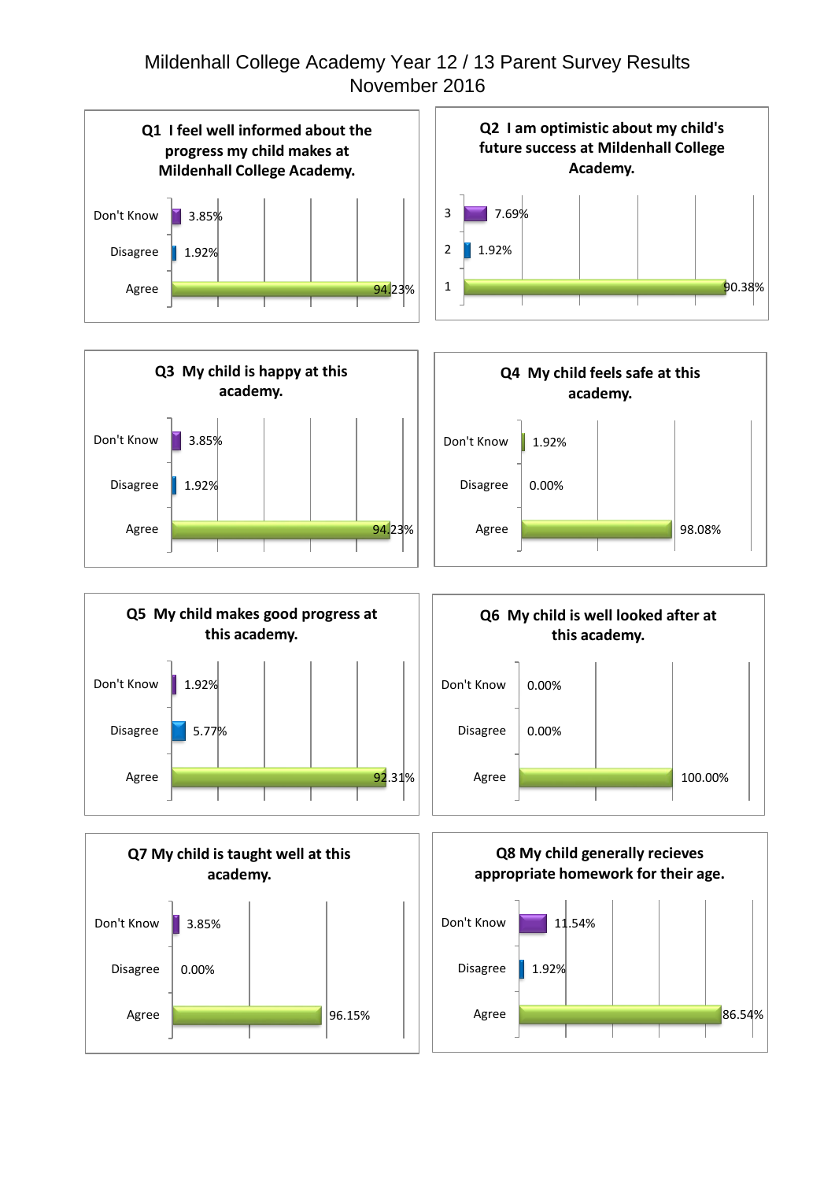# Mildenhall College Academy Year 12 / 13 Parent Survey Results
## November 2016

### Q1 I feel well informed about the progress my child makes at Mildenhall College Academy.

| Response | Percentage |
| --- | --- |
| Don't Know | 3.85% |
| Disagree | 1.92% |
| Agree | 94.23% |

### Q2 I am optimistic about my child's future success at Mildenhall College Academy.

| Response | Percentage |
| --- | --- |
| 3 | 7.69% |
| 2 | 1.92% |
| 1 | 90.38% |

### Q3 My child is happy at this academy.

| Response | Percentage |
| --- | --- |
| Don't Know | 3.85% |
| Disagree | 1.92% |
| Agree | 94.23% |

### Q4 My child feels safe at this academy.

| Response | Percentage |
| --- | --- |
| Don't Know | 1.92% |
| Disagree | 0.00% |
| Agree | 98.08% |

### Q5 My child makes good progress at this academy.

| Response | Percentage |
| --- | --- |
| Don't Know | 1.92% |
| Disagree | 5.77% |
| Agree | 92.31% |

### Q6 My child is well looked after at this academy.

| Response | Percentage |
| --- | --- |
| Don't Know | 0.00% |
| Disagree | 0.00% |
| Agree | 100.00% |

### Q7 My child is taught well at this academy.

| Response | Percentage |
| --- | --- |
| Don't Know | 3.85% |
| Disagree | 0.00% |
| Agree | 96.15% |

### Q8 My child generally recieves appropriate homework for their age.

| Response | Percentage |
| --- | --- |
| Don't Know | 11.54% |
| Disagree | 1.92% |
| Agree | 86.54% |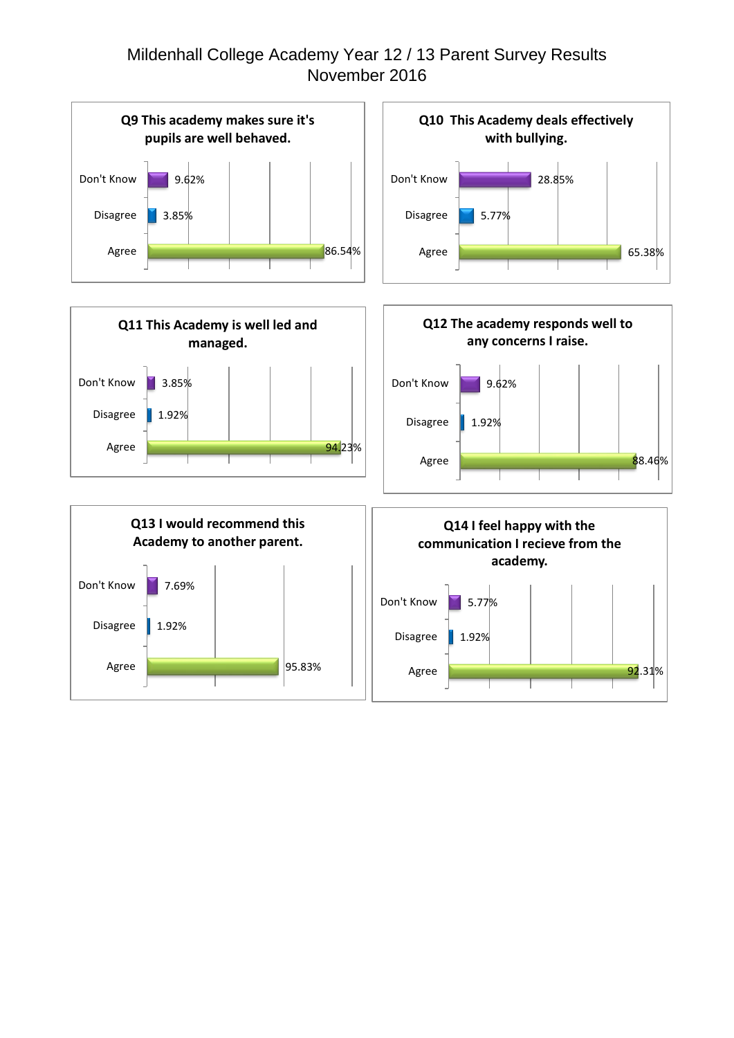# Mildenhall College Academy Year 12 / 13 Parent Survey Results
November 2016

**Q9 This academy makes sure it's pupils are well behaved.**

Don't Know 9.62%

Disagree 3.85%

Agree 86.54%

**Q10 This Academy deals effectively with bullying.**

Don't Know 28.85%

Disagree 5.77%

Agree 65.38%

**Q11 This Academy is well led and managed.**

Don't Know 3.85%

Disagree 1.92%

Agree 94.23%

**Q12 The academy responds well to any concerns I raise.**

Don't Know 9.62%

Disagree 1.92%

Agree 88.46%

**Q13 I would recommend this Academy to another parent.**

Don't Know 7.69%

Disagree 1.92%

Agree 95.83%

**Q14 I feel happy with the communication I recieve from the academy.**

Don't Know 5.77%

Disagree 1.92%

Agree 92.31%